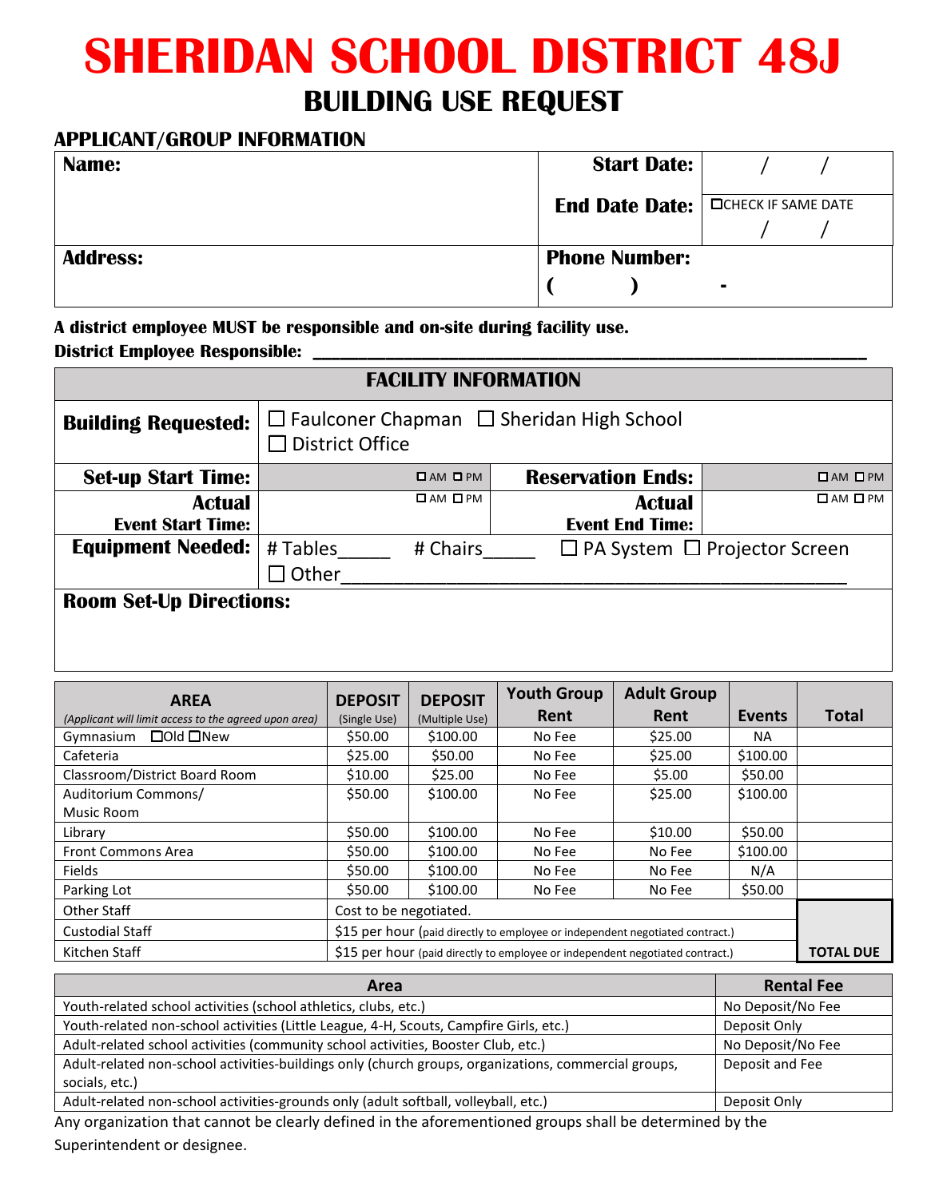# SHERIDAN SCHOOL DISTRICT 48J

## BUILDING USE REQUEST

### APPLICANT/GROUP INFORMATION

| **Name:** | **Start Date:** | / / |
|---|---|---|
| | **End Date Date:** | ☐CHECK IF SAME DATE / / |
| **Address:** | **Phone Number:** ( ) - | |

**A district employee MUST be responsible and on-site during facility use.**

**District Employee Responsible:** ____________________________________________

| **FACILITY INFORMATION** | | | |
|---|---|---|---|
| **Building Requested:** | ☐ Faulconer Chapman ☐ Sheridan High School ☐ District Office | | |
| **Set-up Start Time:** | ☐AM ☐PM | **Reservation Ends:** | ☐AM ☐PM |
| **Actual Event Start Time:** | ☐AM ☐PM | **Actual Event End Time:** | ☐AM ☐PM |
| **Equipment Needed:** | # Tables_____ # Chairs_____ ☐ PA System ☐ Projector Screen ☐ Other____________________ | | |
| **Room Set-Up Directions:** | | | |

| AREA *(Applicant will limit access to the agreed upon area)* | DEPOSIT (Single Use) | DEPOSIT (Multiple Use) | Youth Group Rent | Adult Group Rent | Events | Total |
|---|---|---|---|---|---|---|
| Gymnasium ☐Old ☐New | $50.00 | $100.00 | No Fee | $25.00 | NA | |
| Cafeteria | $25.00 | $50.00 | No Fee | $25.00 | $100.00 | |
| Classroom/District Board Room | $10.00 | $25.00 | No Fee | $5.00 | $50.00 | |
| Auditorium Commons/ Music Room | $50.00 | $100.00 | No Fee | $25.00 | $100.00 | |
| Library | $50.00 | $100.00 | No Fee | $10.00 | $50.00 | |
| Front Commons Area | $50.00 | $100.00 | No Fee | No Fee | $100.00 | |
| Fields | $50.00 | $100.00 | No Fee | No Fee | N/A | |
| Parking Lot | $50.00 | $100.00 | No Fee | No Fee | $50.00 | |
| Other Staff | Cost to be negotiated. | | | | | |
| Custodial Staff | $15 per hour (paid directly to employee or independent negotiated contract.) | | | | | |
| Kitchen Staff | $15 per hour (paid directly to employee or independent negotiated contract.) | | | | | **TOTAL DUE** |

| Area | Rental Fee |
|---|---|
| Youth-related school activities (school athletics, clubs, etc.) | No Deposit/No Fee |
| Youth-related non-school activities (Little League, 4-H, Scouts, Campfire Girls, etc.) | Deposit Only |
| Adult-related school activities (community school activities, Booster Club, etc.) | No Deposit/No Fee |
| Adult-related non-school activities-buildings only (church groups, organizations, commercial groups, socials, etc.) | Deposit and Fee |
| Adult-related non-school activities-grounds only (adult softball, volleyball, etc.) | Deposit Only |

Any organization that cannot be clearly defined in the aforementioned groups shall be determined by the Superintendent or designee.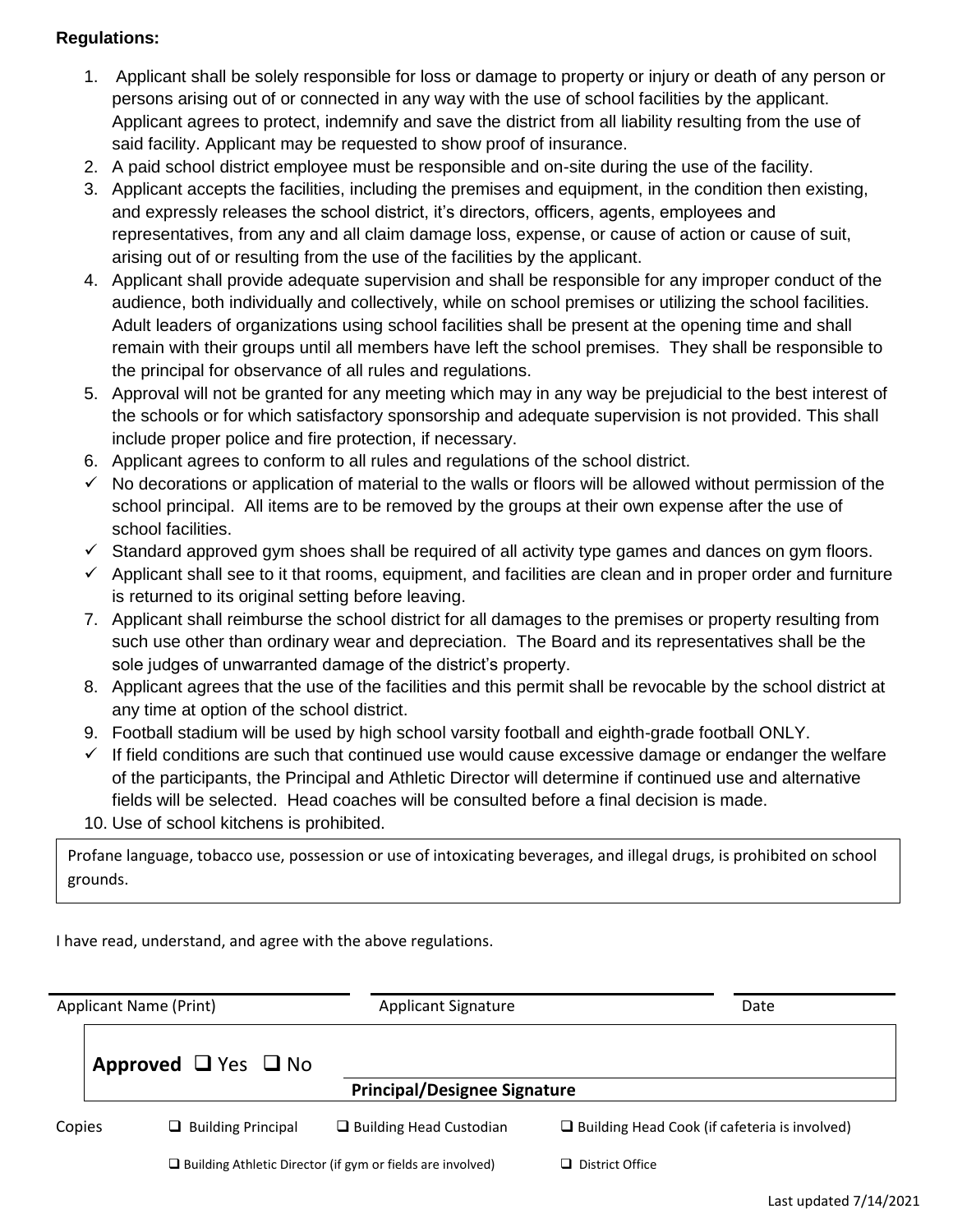**Regulations:**

1. Applicant shall be solely responsible for loss or damage to property or injury or death of any person or persons arising out of or connected in any way with the use of school facilities by the applicant. Applicant agrees to protect, indemnify and save the district from all liability resulting from the use of said facility. Applicant may be requested to show proof of insurance.
2. A paid school district employee must be responsible and on-site during the use of the facility.
3. Applicant accepts the facilities, including the premises and equipment, in the condition then existing, and expressly releases the school district, it's directors, officers, agents, employees and representatives, from any and all claim damage loss, expense, or cause of action or cause of suit, arising out of or resulting from the use of the facilities by the applicant.
4. Applicant shall provide adequate supervision and shall be responsible for any improper conduct of the audience, both individually and collectively, while on school premises or utilizing the school facilities. Adult leaders of organizations using school facilities shall be present at the opening time and shall remain with their groups until all members have left the school premises. They shall be responsible to the principal for observance of all rules and regulations.
5. Approval will not be granted for any meeting which may in any way be prejudicial to the best interest of the schools or for which satisfactory sponsorship and adequate supervision is not provided. This shall include proper police and fire protection, if necessary.
6. Applicant agrees to conform to all rules and regulations of the school district.
   - ✓ No decorations or application of material to the walls or floors will be allowed without permission of the school principal. All items are to be removed by the groups at their own expense after the use of school facilities.
   - ✓ Standard approved gym shoes shall be required of all activity type games and dances on gym floors.
   - ✓ Applicant shall see to it that rooms, equipment, and facilities are clean and in proper order and furniture is returned to its original setting before leaving.
7. Applicant shall reimburse the school district for all damages to the premises or property resulting from such use other than ordinary wear and depreciation. The Board and its representatives shall be the sole judges of unwarranted damage of the district's property.
8. Applicant agrees that the use of the facilities and this permit shall be revocable by the school district at any time at option of the school district.
9. Football stadium will be used by high school varsity football and eighth-grade football ONLY.
   - ✓ If field conditions are such that continued use would cause excessive damage or endanger the welfare of the participants, the Principal and Athletic Director will determine if continued use and alternative fields will be selected. Head coaches will be consulted before a final decision is made.
10. Use of school kitchens is prohibited.

Profane language, tobacco use, possession or use of intoxicating beverages, and illegal drugs, is prohibited on school grounds.

I have read, understand, and agree with the above regulations.

| Applicant Name (Print) | Applicant Signature | Date |
|---|---|---|

**Approved** ☐ Yes ☐ No

**Principal/Designee Signature**

Copies ☐ Building Principal ☐ Building Head Custodian ☐ Building Head Cook (if cafeteria is involved)

☐ Building Athletic Director (if gym or fields are involved) ☐ District Office

Last updated 7/14/2021